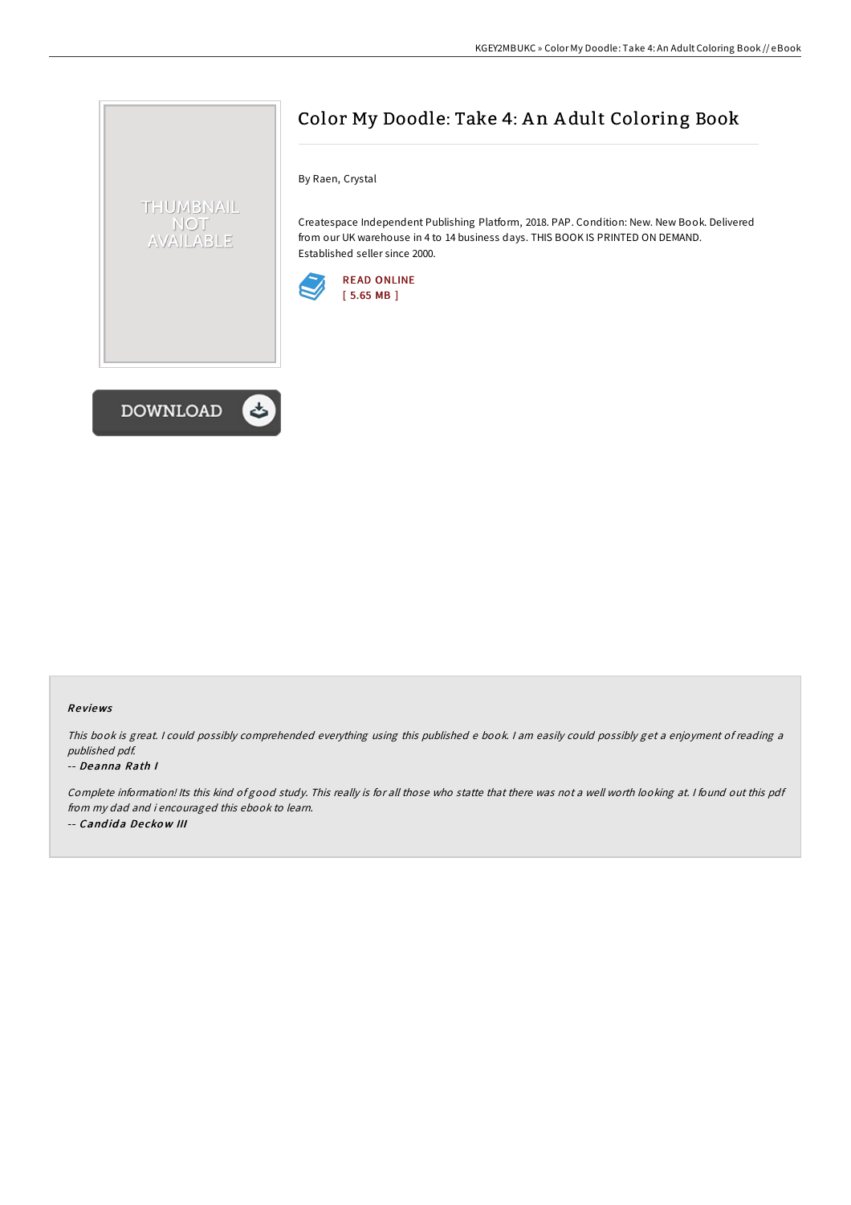# Color My Doodle: Take 4: An Adult Coloring Book

By Raen, Crystal

Createspace Independent Publishing Platform, 2018. PAP. Condition: New. New Book. Delivered from our UK warehouse in 4 to 14 business days. THIS BOOK IS PRINTED ON DEMAND. Established seller since 2000.

READ ONLINE
[ 5.65 MB ]

DOWNLOAD

### Reviews

*This book is great. I could possibly comprehended everything using this published e book. I am easily could possibly get a enjoyment of reading a published pdf.*

-- ***Deanna Rath I***

*Complete information! Its this kind of good study. This really is for all those who statte that there was not a well worth looking at. I found out this pdf from my dad and i encouraged this ebook to learn.*

-- ***Candida Deckow III***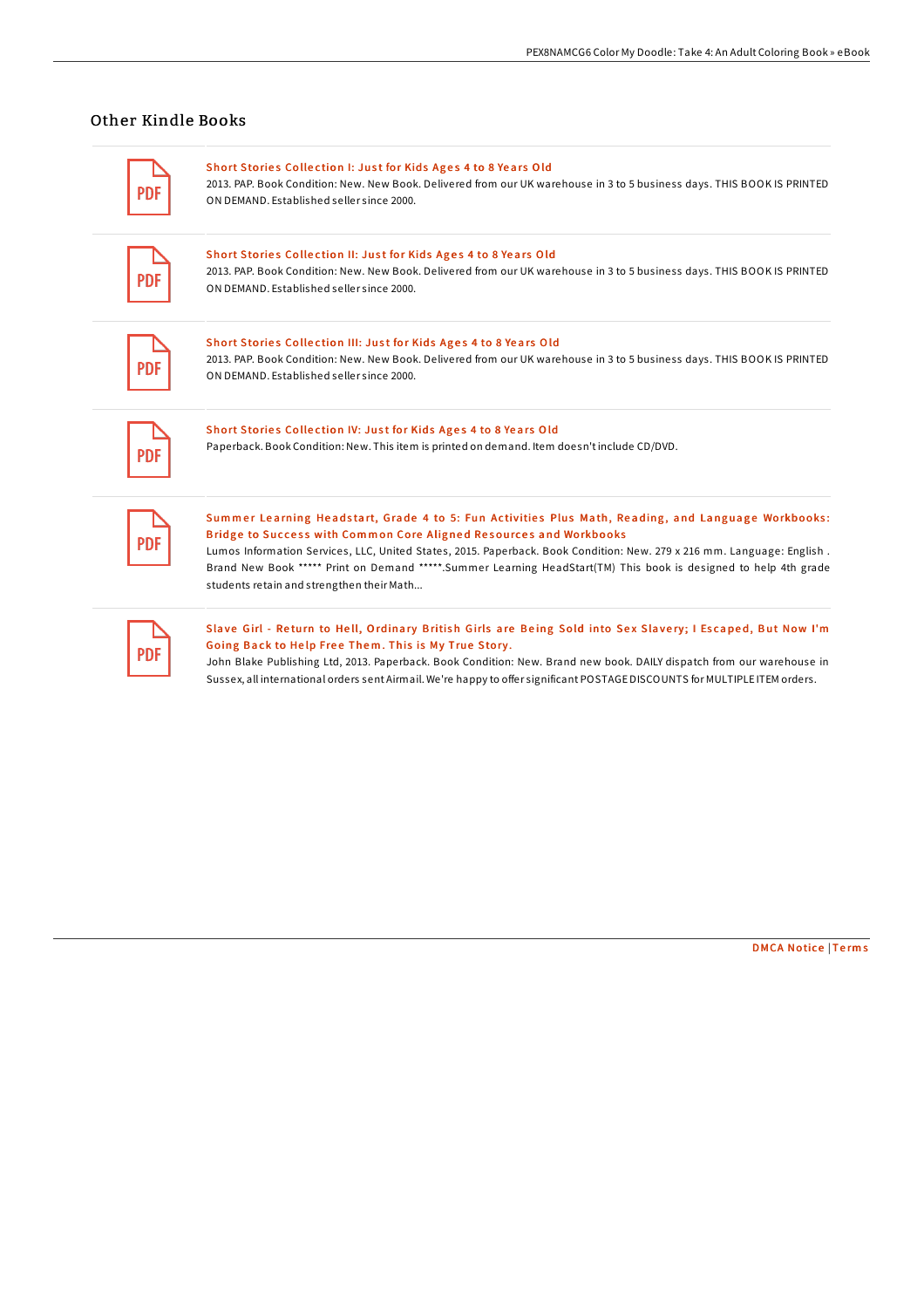## Other Kindle Books

**Short Stories Collection I: Just for Kids Ages 4 to 8 Years Old**

2013. PAP. Book Condition: New. New Book. Delivered from our UK warehouse in 3 to 5 business days. THIS BOOK IS PRINTED ON DEMAND. Established seller since 2000.

**Short Stories Collection II: Just for Kids Ages 4 to 8 Years Old**

2013. PAP. Book Condition: New. New Book. Delivered from our UK warehouse in 3 to 5 business days. THIS BOOK IS PRINTED ON DEMAND. Established seller since 2000.

**Short Stories Collection III: Just for Kids Ages 4 to 8 Years Old**

2013. PAP. Book Condition: New. New Book. Delivered from our UK warehouse in 3 to 5 business days. THIS BOOK IS PRINTED ON DEMAND. Established seller since 2000.

**Short Stories Collection IV: Just for Kids Ages 4 to 8 Years Old**

Paperback. Book Condition: New. This item is printed on demand. Item doesn't include CD/DVD.

**Summer Learning Headstart, Grade 4 to 5: Fun Activities Plus Math, Reading, and Language Workbooks: Bridge to Success with Common Core Aligned Resources and Workbooks**

Lumos Information Services, LLC, United States, 2015. Paperback. Book Condition: New. 279 x 216 mm. Language: English . Brand New Book ***** Print on Demand *****.Summer Learning HeadStart(TM) This book is designed to help 4th grade students retain and strengthen their Math...

**Slave Girl - Return to Hell, Ordinary British Girls are Being Sold into Sex Slavery; I Escaped, But Now I'm Going Back to Help Free Them. This is My True Story.**

John Blake Publishing Ltd, 2013. Paperback. Book Condition: New. Brand new book. DAILY dispatch from our warehouse in Sussex, all international orders sent Airmail. We're happy to offer significant POSTAGE DISCOUNTS for MULTIPLE ITEM orders.